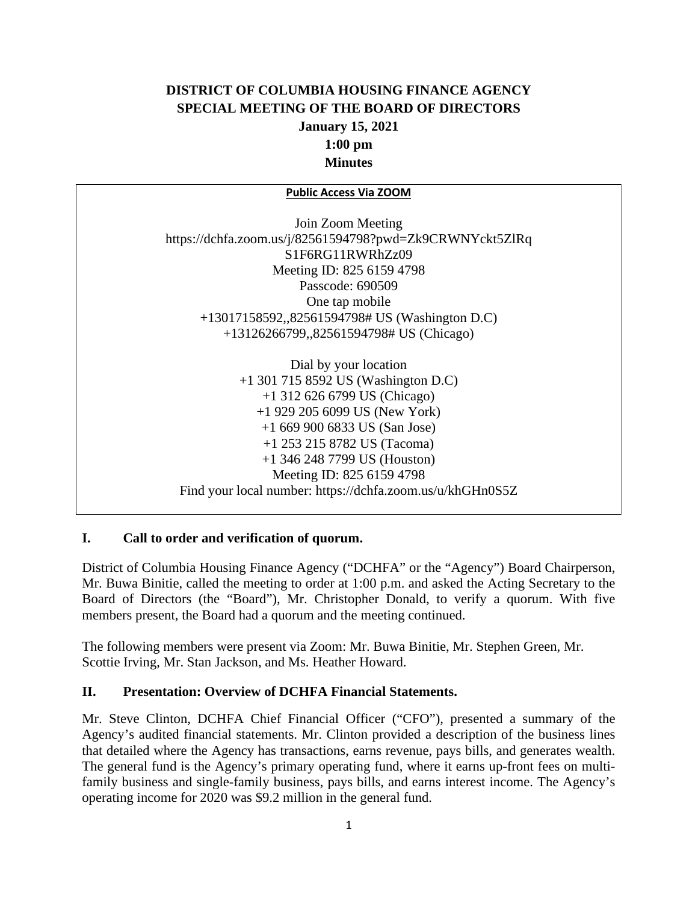**DISTRICT OF COLUMBIA HOUSING FINANCE AGENCY**
**SPECIAL MEETING OF THE BOARD OF DIRECTORS**
**January 15, 2021**
**1:00 pm**
**Minutes**

**Public Access Via ZOOM**

Join Zoom Meeting
https://dchfa.zoom.us/j/82561594798?pwd=Zk9CRWNYckt5ZlRqS1F6RG11RWRhZz09
Meeting ID: 825 6159 4798
Passcode: 690509
One tap mobile
+13017158592,,82561594798# US (Washington D.C)
+13126266799,,82561594798# US (Chicago)

Dial by your location
+1 301 715 8592 US (Washington D.C)
+1 312 626 6799 US (Chicago)
+1 929 205 6099 US (New York)
+1 669 900 6833 US (San Jose)
+1 253 215 8782 US (Tacoma)
+1 346 248 7799 US (Houston)
Meeting ID: 825 6159 4798
Find your local number: https://dchfa.zoom.us/u/khGHn0S5Z

## I. Call to order and verification of quorum.

District of Columbia Housing Finance Agency ("DCHFA" or the "Agency") Board Chairperson, Mr. Buwa Binitie, called the meeting to order at 1:00 p.m. and asked the Acting Secretary to the Board of Directors (the "Board"), Mr. Christopher Donald, to verify a quorum. With five members present, the Board had a quorum and the meeting continued.

The following members were present via Zoom: Mr. Buwa Binitie, Mr. Stephen Green, Mr. Scottie Irving, Mr. Stan Jackson, and Ms. Heather Howard.

## II. Presentation: Overview of DCHFA Financial Statements.

Mr. Steve Clinton, DCHFA Chief Financial Officer ("CFO"), presented a summary of the Agency's audited financial statements. Mr. Clinton provided a description of the business lines that detailed where the Agency has transactions, earns revenue, pays bills, and generates wealth. The general fund is the Agency's primary operating fund, where it earns up-front fees on multi-family business and single-family business, pays bills, and earns interest income. The Agency's operating income for 2020 was $9.2 million in the general fund.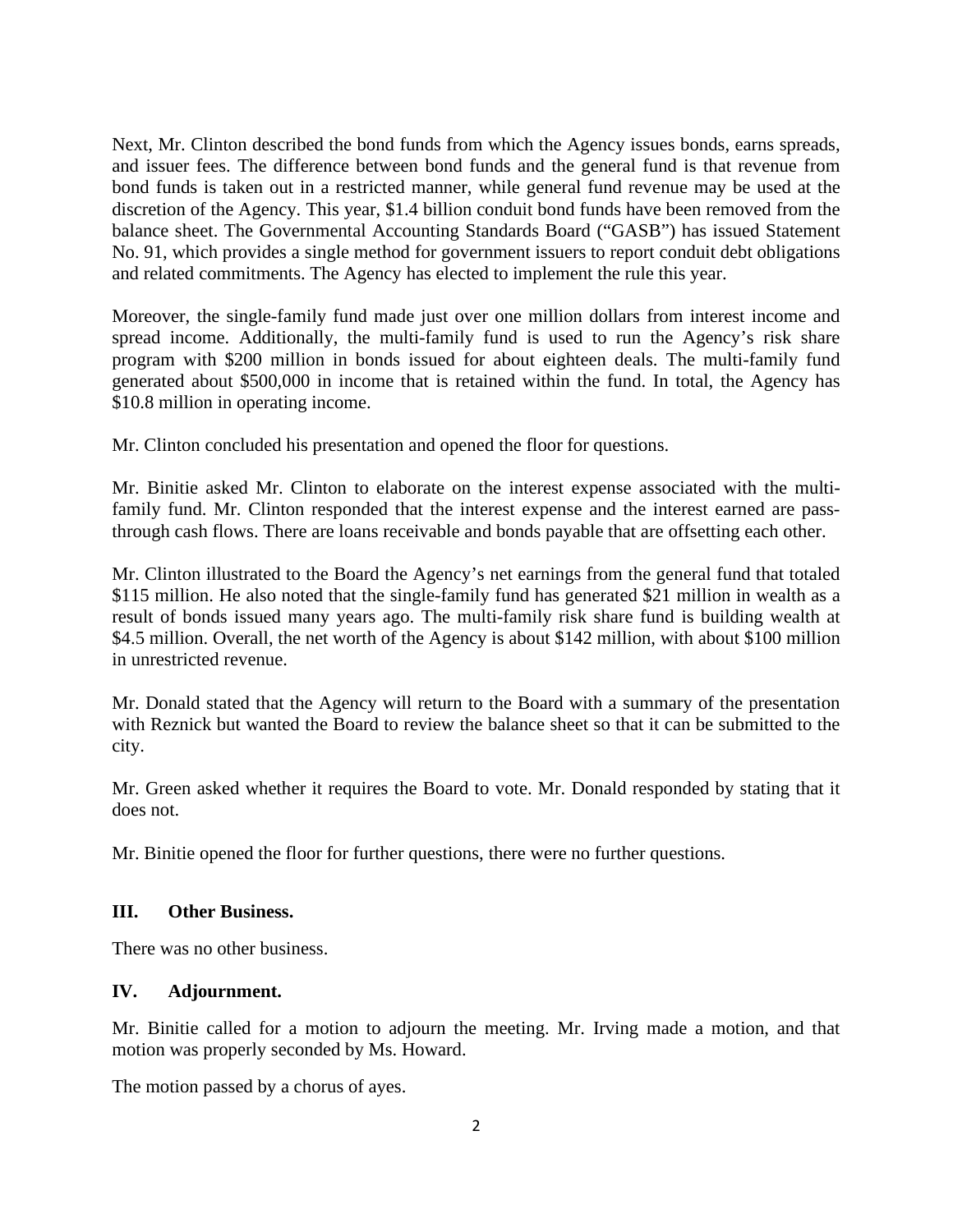Next, Mr. Clinton described the bond funds from which the Agency issues bonds, earns spreads, and issuer fees. The difference between bond funds and the general fund is that revenue from bond funds is taken out in a restricted manner, while general fund revenue may be used at the discretion of the Agency. This year, $1.4 billion conduit bond funds have been removed from the balance sheet. The Governmental Accounting Standards Board ("GASB") has issued Statement No. 91, which provides a single method for government issuers to report conduit debt obligations and related commitments. The Agency has elected to implement the rule this year.

Moreover, the single-family fund made just over one million dollars from interest income and spread income. Additionally, the multi-family fund is used to run the Agency's risk share program with $200 million in bonds issued for about eighteen deals. The multi-family fund generated about $500,000 in income that is retained within the fund. In total, the Agency has $10.8 million in operating income.

Mr. Clinton concluded his presentation and opened the floor for questions.

Mr. Binitie asked Mr. Clinton to elaborate on the interest expense associated with the multi-family fund. Mr. Clinton responded that the interest expense and the interest earned are pass-through cash flows. There are loans receivable and bonds payable that are offsetting each other.

Mr. Clinton illustrated to the Board the Agency's net earnings from the general fund that totaled $115 million. He also noted that the single-family fund has generated $21 million in wealth as a result of bonds issued many years ago. The multi-family risk share fund is building wealth at $4.5 million. Overall, the net worth of the Agency is about $142 million, with about $100 million in unrestricted revenue.

Mr. Donald stated that the Agency will return to the Board with a summary of the presentation with Reznick but wanted the Board to review the balance sheet so that it can be submitted to the city.

Mr. Green asked whether it requires the Board to vote. Mr. Donald responded by stating that it does not.

Mr. Binitie opened the floor for further questions, there were no further questions.

## III. Other Business.

There was no other business.

## IV. Adjournment.

Mr. Binitie called for a motion to adjourn the meeting. Mr. Irving made a motion, and that motion was properly seconded by Ms. Howard.

The motion passed by a chorus of ayes.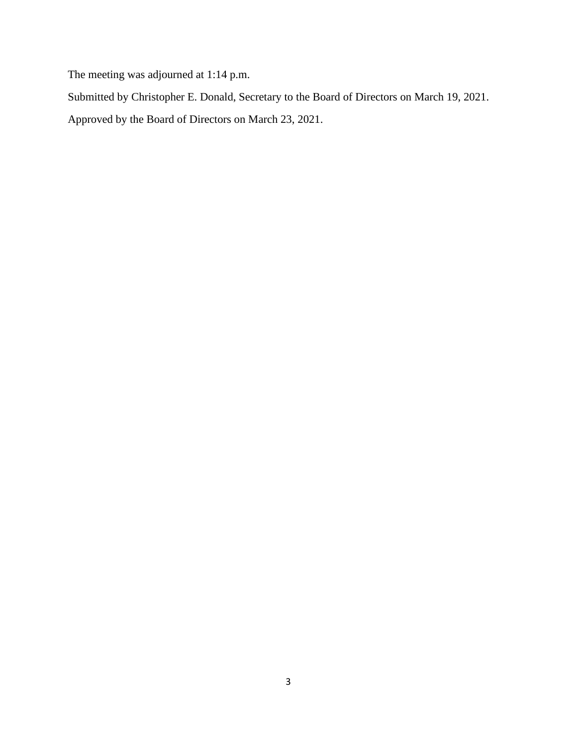The meeting was adjourned at 1:14 p.m.

Submitted by Christopher E. Donald, Secretary to the Board of Directors on March 19, 2021.

Approved by the Board of Directors on March 23, 2021.